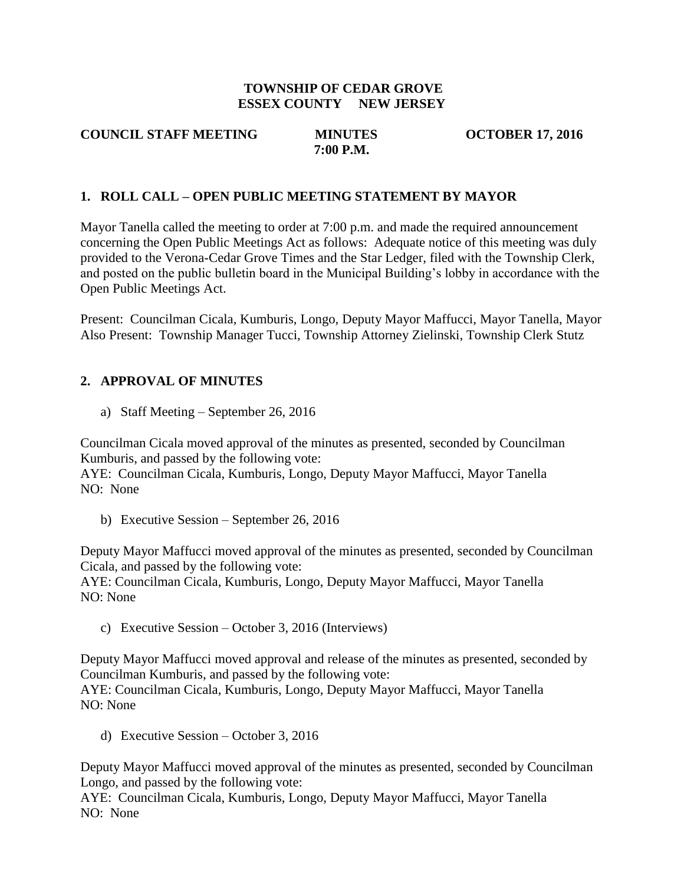**TOWNSHIP OF CEDAR GROVE**
**ESSEX COUNTY NEW JERSEY**

**COUNCIL STAFF MEETING** **MINUTES** **OCTOBER 17, 2016**
**7:00 P.M.**

## 1. ROLL CALL – OPEN PUBLIC MEETING STATEMENT BY MAYOR

Mayor Tanella called the meeting to order at 7:00 p.m. and made the required announcement concerning the Open Public Meetings Act as follows: Adequate notice of this meeting was duly provided to the Verona-Cedar Grove Times and the Star Ledger, filed with the Township Clerk, and posted on the public bulletin board in the Municipal Building's lobby in accordance with the Open Public Meetings Act.

Present: Councilman Cicala, Kumburis, Longo, Deputy Mayor Maffucci, Mayor Tanella, Mayor
Also Present: Township Manager Tucci, Township Attorney Zielinski, Township Clerk Stutz

## 2. APPROVAL OF MINUTES

a) Staff Meeting – September 26, 2016

Councilman Cicala moved approval of the minutes as presented, seconded by Councilman Kumburis, and passed by the following vote:
AYE: Councilman Cicala, Kumburis, Longo, Deputy Mayor Maffucci, Mayor Tanella
NO: None

b) Executive Session – September 26, 2016

Deputy Mayor Maffucci moved approval of the minutes as presented, seconded by Councilman Cicala, and passed by the following vote:
AYE: Councilman Cicala, Kumburis, Longo, Deputy Mayor Maffucci, Mayor Tanella
NO: None

c) Executive Session – October 3, 2016 (Interviews)

Deputy Mayor Maffucci moved approval and release of the minutes as presented, seconded by Councilman Kumburis, and passed by the following vote:
AYE: Councilman Cicala, Kumburis, Longo, Deputy Mayor Maffucci, Mayor Tanella
NO: None

d) Executive Session – October 3, 2016

Deputy Mayor Maffucci moved approval of the minutes as presented, seconded by Councilman Longo, and passed by the following vote:
AYE: Councilman Cicala, Kumburis, Longo, Deputy Mayor Maffucci, Mayor Tanella
NO: None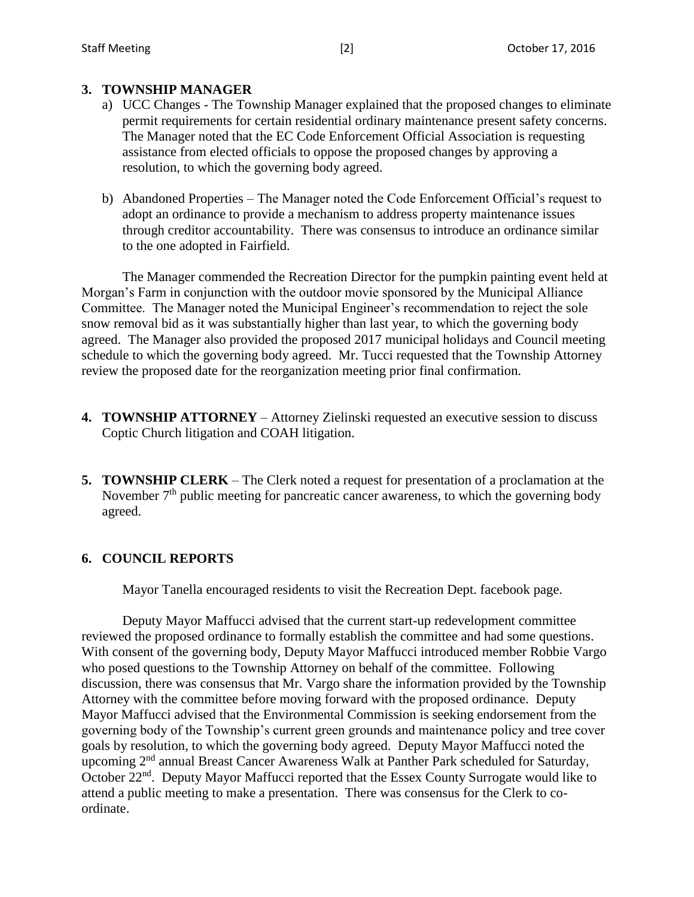## 3. TOWNSHIP MANAGER

a) UCC Changes - The Township Manager explained that the proposed changes to eliminate permit requirements for certain residential ordinary maintenance present safety concerns. The Manager noted that the EC Code Enforcement Official Association is requesting assistance from elected officials to oppose the proposed changes by approving a resolution, to which the governing body agreed.

b) Abandoned Properties – The Manager noted the Code Enforcement Official's request to adopt an ordinance to provide a mechanism to address property maintenance issues through creditor accountability. There was consensus to introduce an ordinance similar to the one adopted in Fairfield.

The Manager commended the Recreation Director for the pumpkin painting event held at Morgan's Farm in conjunction with the outdoor movie sponsored by the Municipal Alliance Committee. The Manager noted the Municipal Engineer's recommendation to reject the sole snow removal bid as it was substantially higher than last year, to which the governing body agreed. The Manager also provided the proposed 2017 municipal holidays and Council meeting schedule to which the governing body agreed. Mr. Tucci requested that the Township Attorney review the proposed date for the reorganization meeting prior final confirmation.

## 4. TOWNSHIP ATTORNEY – Attorney Zielinski requested an executive session to discuss Coptic Church litigation and COAH litigation.

## 5. TOWNSHIP CLERK – The Clerk noted a request for presentation of a proclamation at the November 7th public meeting for pancreatic cancer awareness, to which the governing body agreed.

## 6. COUNCIL REPORTS

Mayor Tanella encouraged residents to visit the Recreation Dept. facebook page.

Deputy Mayor Maffucci advised that the current start-up redevelopment committee reviewed the proposed ordinance to formally establish the committee and had some questions. With consent of the governing body, Deputy Mayor Maffucci introduced member Robbie Vargo who posed questions to the Township Attorney on behalf of the committee. Following discussion, there was consensus that Mr. Vargo share the information provided by the Township Attorney with the committee before moving forward with the proposed ordinance. Deputy Mayor Maffucci advised that the Environmental Commission is seeking endorsement from the governing body of the Township's current green grounds and maintenance policy and tree cover goals by resolution, to which the governing body agreed. Deputy Mayor Maffucci noted the upcoming 2nd annual Breast Cancer Awareness Walk at Panther Park scheduled for Saturday, October 22nd. Deputy Mayor Maffucci reported that the Essex County Surrogate would like to attend a public meeting to make a presentation. There was consensus for the Clerk to co-ordinate.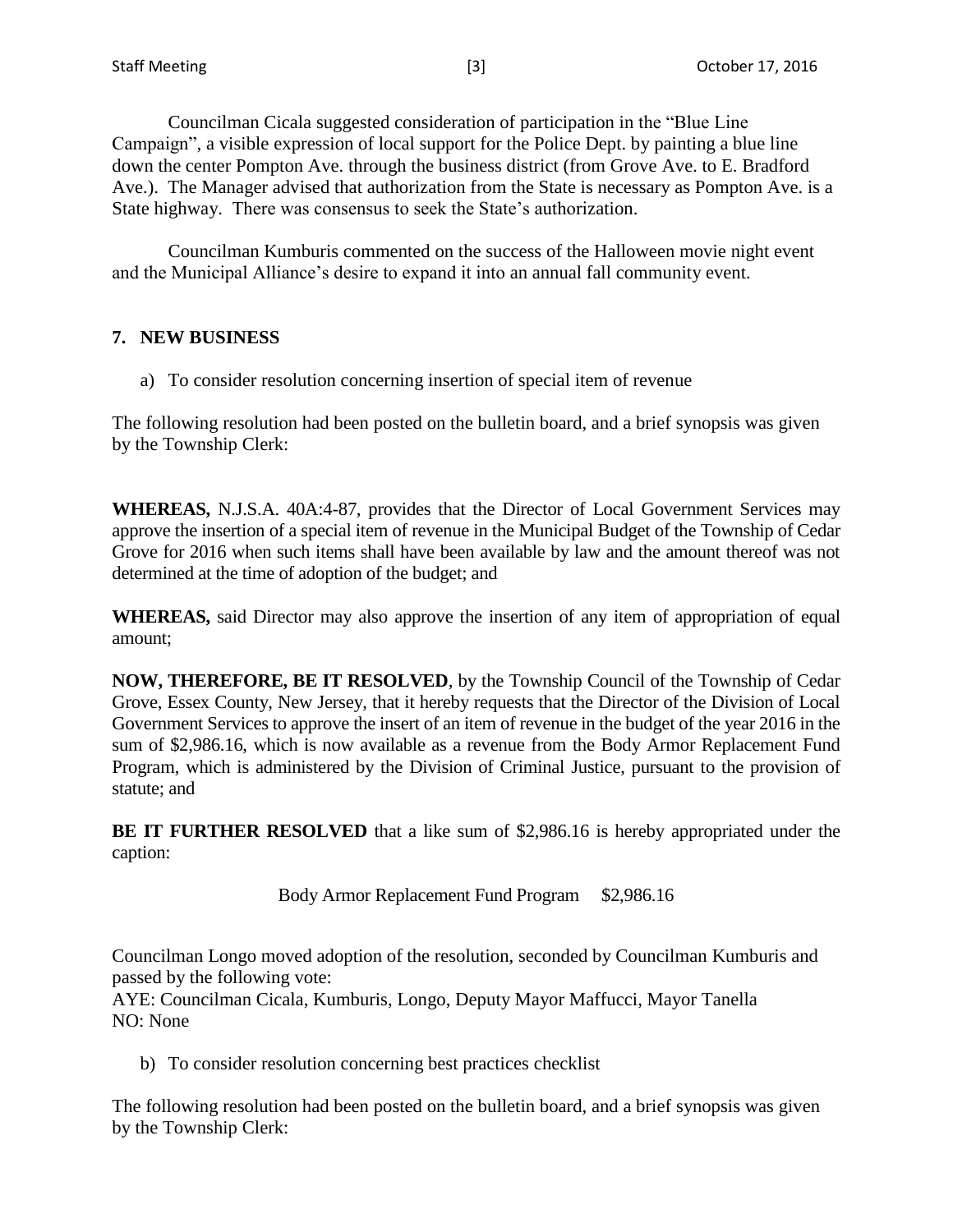Councilman Cicala suggested consideration of participation in the "Blue Line Campaign", a visible expression of local support for the Police Dept. by painting a blue line down the center Pompton Ave. through the business district (from Grove Ave. to E. Bradford Ave.). The Manager advised that authorization from the State is necessary as Pompton Ave. is a State highway. There was consensus to seek the State's authorization.

Councilman Kumburis commented on the success of the Halloween movie night event and the Municipal Alliance's desire to expand it into an annual fall community event.

## 7. NEW BUSINESS

a) To consider resolution concerning insertion of special item of revenue

The following resolution had been posted on the bulletin board, and a brief synopsis was given by the Township Clerk:

**WHEREAS,** N.J.S.A. 40A:4-87, provides that the Director of Local Government Services may approve the insertion of a special item of revenue in the Municipal Budget of the Township of Cedar Grove for 2016 when such items shall have been available by law and the amount thereof was not determined at the time of adoption of the budget; and

**WHEREAS,** said Director may also approve the insertion of any item of appropriation of equal amount;

**NOW, THEREFORE, BE IT RESOLVED**, by the Township Council of the Township of Cedar Grove, Essex County, New Jersey, that it hereby requests that the Director of the Division of Local Government Services to approve the insert of an item of revenue in the budget of the year 2016 in the sum of $2,986.16, which is now available as a revenue from the Body Armor Replacement Fund Program, which is administered by the Division of Criminal Justice, pursuant to the provision of statute; and

**BE IT FURTHER RESOLVED** that a like sum of $2,986.16 is hereby appropriated under the caption:

Body Armor Replacement Fund Program $2,986.16

Councilman Longo moved adoption of the resolution, seconded by Councilman Kumburis and passed by the following vote:
AYE: Councilman Cicala, Kumburis, Longo, Deputy Mayor Maffucci, Mayor Tanella
NO: None

b) To consider resolution concerning best practices checklist

The following resolution had been posted on the bulletin board, and a brief synopsis was given by the Township Clerk: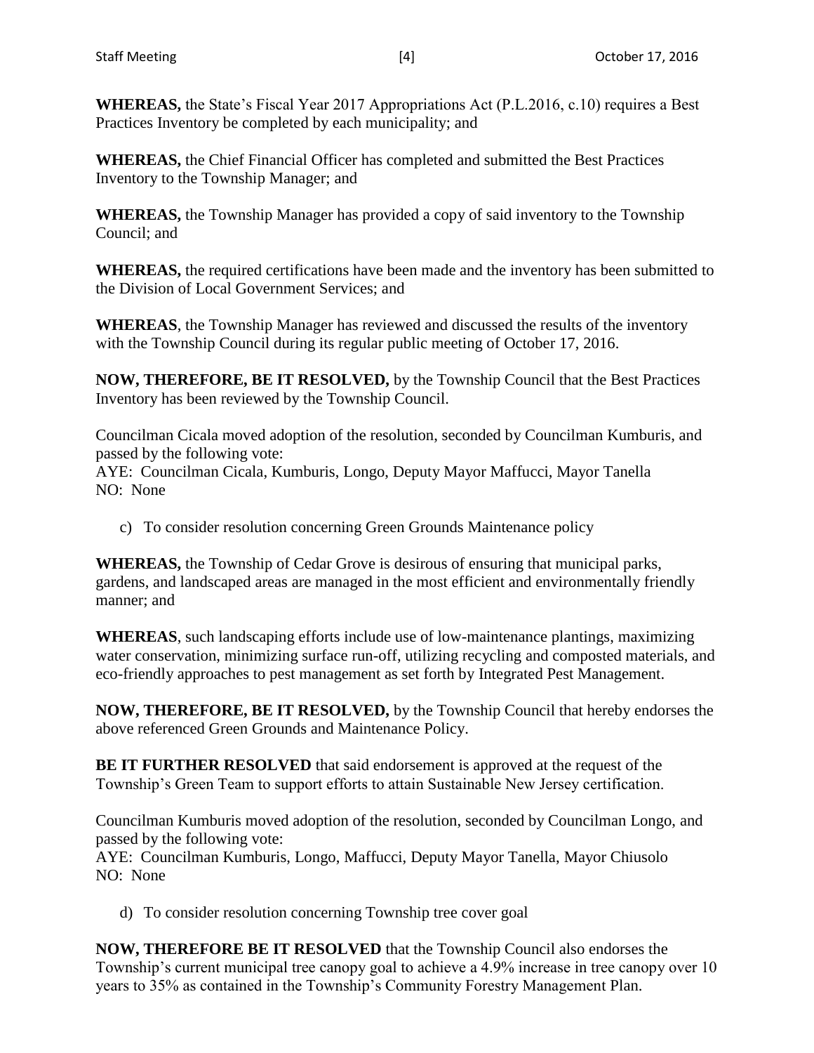**WHEREAS,** the State's Fiscal Year 2017 Appropriations Act (P.L.2016, c.10) requires a Best Practices Inventory be completed by each municipality; and

**WHEREAS,** the Chief Financial Officer has completed and submitted the Best Practices Inventory to the Township Manager; and

**WHEREAS,** the Township Manager has provided a copy of said inventory to the Township Council; and

**WHEREAS,** the required certifications have been made and the inventory has been submitted to the Division of Local Government Services; and

**WHEREAS**, the Township Manager has reviewed and discussed the results of the inventory with the Township Council during its regular public meeting of October 17, 2016.

**NOW, THEREFORE, BE IT RESOLVED,** by the Township Council that the Best Practices Inventory has been reviewed by the Township Council.

Councilman Cicala moved adoption of the resolution, seconded by Councilman Kumburis, and passed by the following vote:
AYE: Councilman Cicala, Kumburis, Longo, Deputy Mayor Maffucci, Mayor Tanella
NO: None

c) To consider resolution concerning Green Grounds Maintenance policy

**WHEREAS,** the Township of Cedar Grove is desirous of ensuring that municipal parks, gardens, and landscaped areas are managed in the most efficient and environmentally friendly manner; and

**WHEREAS**, such landscaping efforts include use of low-maintenance plantings, maximizing water conservation, minimizing surface run-off, utilizing recycling and composted materials, and eco-friendly approaches to pest management as set forth by Integrated Pest Management.

**NOW, THEREFORE, BE IT RESOLVED,** by the Township Council that hereby endorses the above referenced Green Grounds and Maintenance Policy.

**BE IT FURTHER RESOLVED** that said endorsement is approved at the request of the Township's Green Team to support efforts to attain Sustainable New Jersey certification.

Councilman Kumburis moved adoption of the resolution, seconded by Councilman Longo, and passed by the following vote:
AYE: Councilman Kumburis, Longo, Maffucci, Deputy Mayor Tanella, Mayor Chiusolo
NO: None

d) To consider resolution concerning Township tree cover goal

**NOW, THEREFORE BE IT RESOLVED** that the Township Council also endorses the Township's current municipal tree canopy goal to achieve a 4.9% increase in tree canopy over 10 years to 35% as contained in the Township's Community Forestry Management Plan.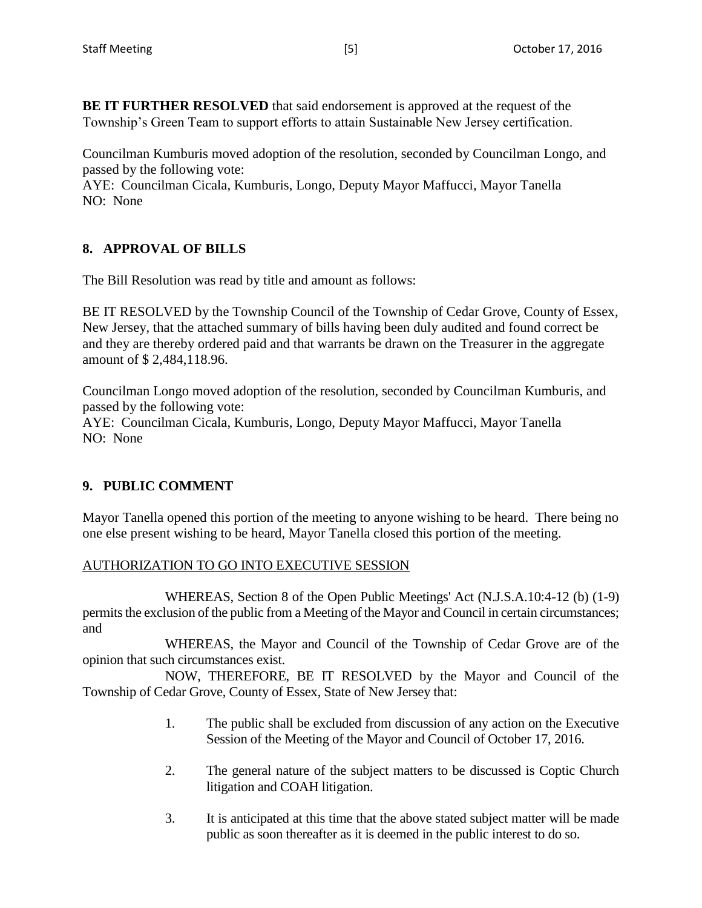**BE IT FURTHER RESOLVED** that said endorsement is approved at the request of the Township's Green Team to support efforts to attain Sustainable New Jersey certification.

Councilman Kumburis moved adoption of the resolution, seconded by Councilman Longo, and passed by the following vote:
AYE: Councilman Cicala, Kumburis, Longo, Deputy Mayor Maffucci, Mayor Tanella
NO: None

## 8. APPROVAL OF BILLS

The Bill Resolution was read by title and amount as follows:

BE IT RESOLVED by the Township Council of the Township of Cedar Grove, County of Essex, New Jersey, that the attached summary of bills having been duly audited and found correct be and they are thereby ordered paid and that warrants be drawn on the Treasurer in the aggregate amount of $ 2,484,118.96.

Councilman Longo moved adoption of the resolution, seconded by Councilman Kumburis, and passed by the following vote:
AYE: Councilman Cicala, Kumburis, Longo, Deputy Mayor Maffucci, Mayor Tanella
NO: None

## 9. PUBLIC COMMENT

Mayor Tanella opened this portion of the meeting to anyone wishing to be heard. There being no one else present wishing to be heard, Mayor Tanella closed this portion of the meeting.

AUTHORIZATION TO GO INTO EXECUTIVE SESSION

WHEREAS, Section 8 of the Open Public Meetings' Act (N.J.S.A.10:4-12 (b) (1-9) permits the exclusion of the public from a Meeting of the Mayor and Council in certain circumstances; and

WHEREAS, the Mayor and Council of the Township of Cedar Grove are of the opinion that such circumstances exist.

NOW, THEREFORE, BE IT RESOLVED by the Mayor and Council of the Township of Cedar Grove, County of Essex, State of New Jersey that:

1. The public shall be excluded from discussion of any action on the Executive Session of the Meeting of the Mayor and Council of October 17, 2016.
2. The general nature of the subject matters to be discussed is Coptic Church litigation and COAH litigation.
3. It is anticipated at this time that the above stated subject matter will be made public as soon thereafter as it is deemed in the public interest to do so.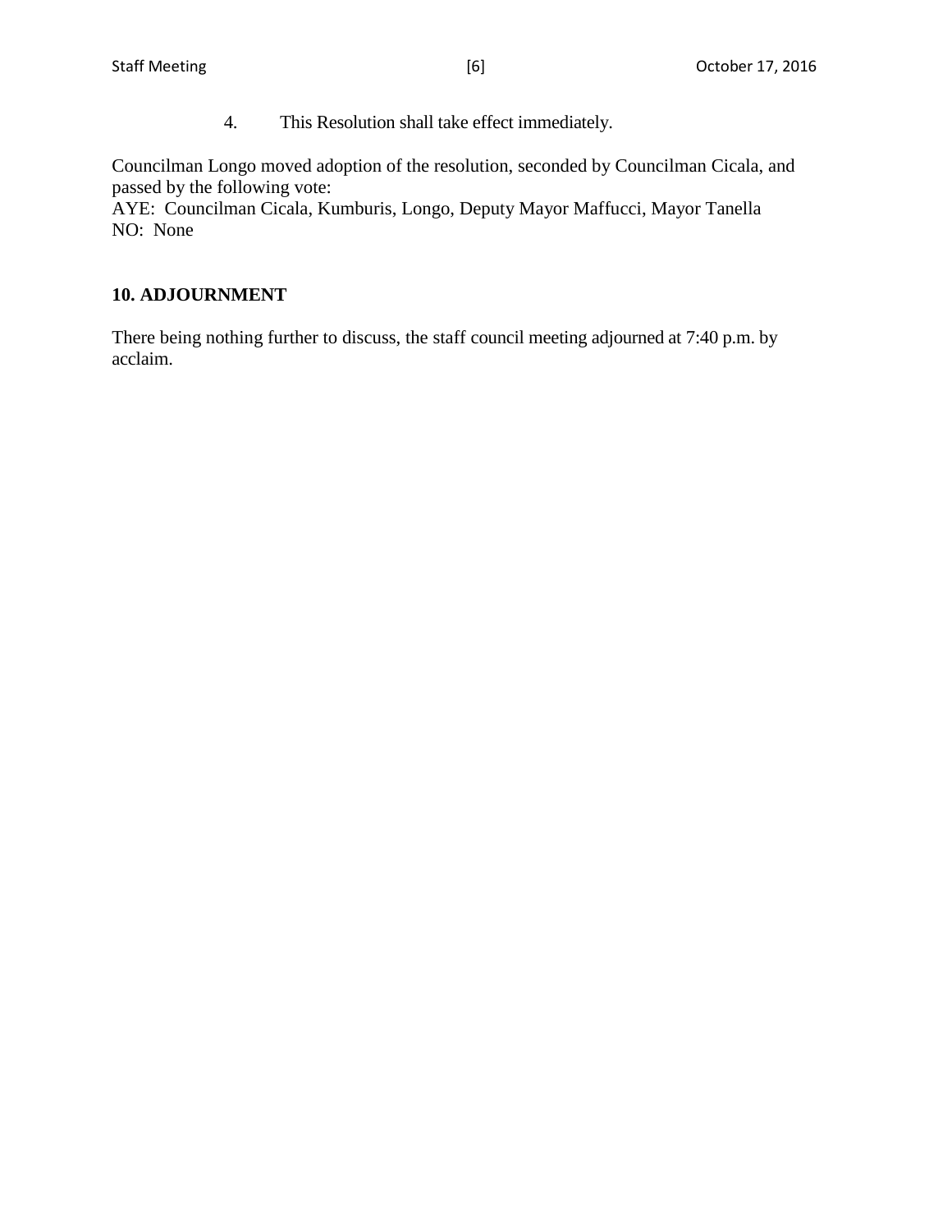4. This Resolution shall take effect immediately.

Councilman Longo moved adoption of the resolution, seconded by Councilman Cicala, and passed by the following vote:
AYE: Councilman Cicala, Kumburis, Longo, Deputy Mayor Maffucci, Mayor Tanella
NO: None

**10. ADJOURNMENT**

There being nothing further to discuss, the staff council meeting adjourned at 7:40 p.m. by acclaim.